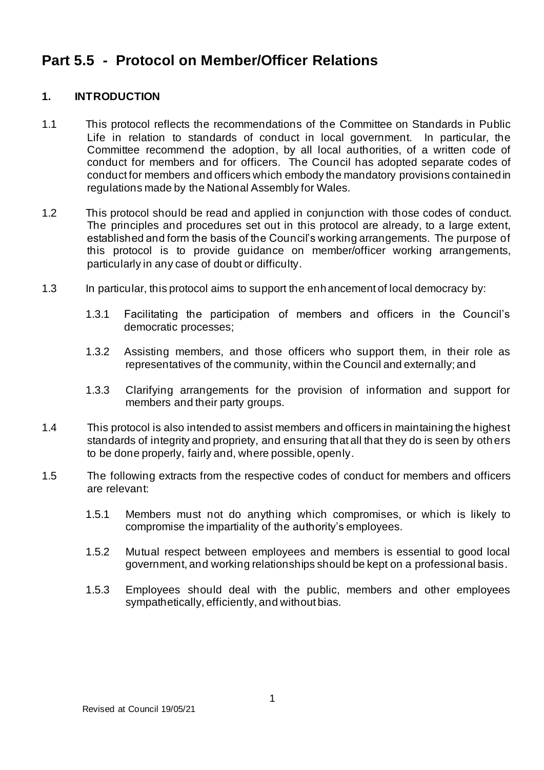# Part 5.5 - Protocol on Member/Officer Relations

## 1. INTRODUCTION

1.1 This protocol reflects the recommendations of the Committee on Standards in Public Life in relation to standards of conduct in local government. In particular, the Committee recommend the adoption, by all local authorities, of a written code of conduct for members and for officers. The Council has adopted separate codes of conduct for members and officers which embody the mandatory provisions contained in regulations made by the National Assembly for Wales.

1.2 This protocol should be read and applied in conjunction with those codes of conduct. The principles and procedures set out in this protocol are already, to a large extent, established and form the basis of the Council's working arrangements. The purpose of this protocol is to provide guidance on member/officer working arrangements, particularly in any case of doubt or difficulty.

1.3 In particular, this protocol aims to support the enhancement of local democracy by:

1.3.1 Facilitating the participation of members and officers in the Council's democratic processes;

1.3.2 Assisting members, and those officers who support them, in their role as representatives of the community, within the Council and externally; and

1.3.3 Clarifying arrangements for the provision of information and support for members and their party groups.

1.4 This protocol is also intended to assist members and officers in maintaining the highest standards of integrity and propriety, and ensuring that all that they do is seen by others to be done properly, fairly and, where possible, openly.

1.5 The following extracts from the respective codes of conduct for members and officers are relevant:

1.5.1 Members must not do anything which compromises, or which is likely to compromise the impartiality of the authority's employees.

1.5.2 Mutual respect between employees and members is essential to good local government, and working relationships should be kept on a professional basis.

1.5.3 Employees should deal with the public, members and other employees sympathetically, efficiently, and without bias.

Revised at Council 19/05/21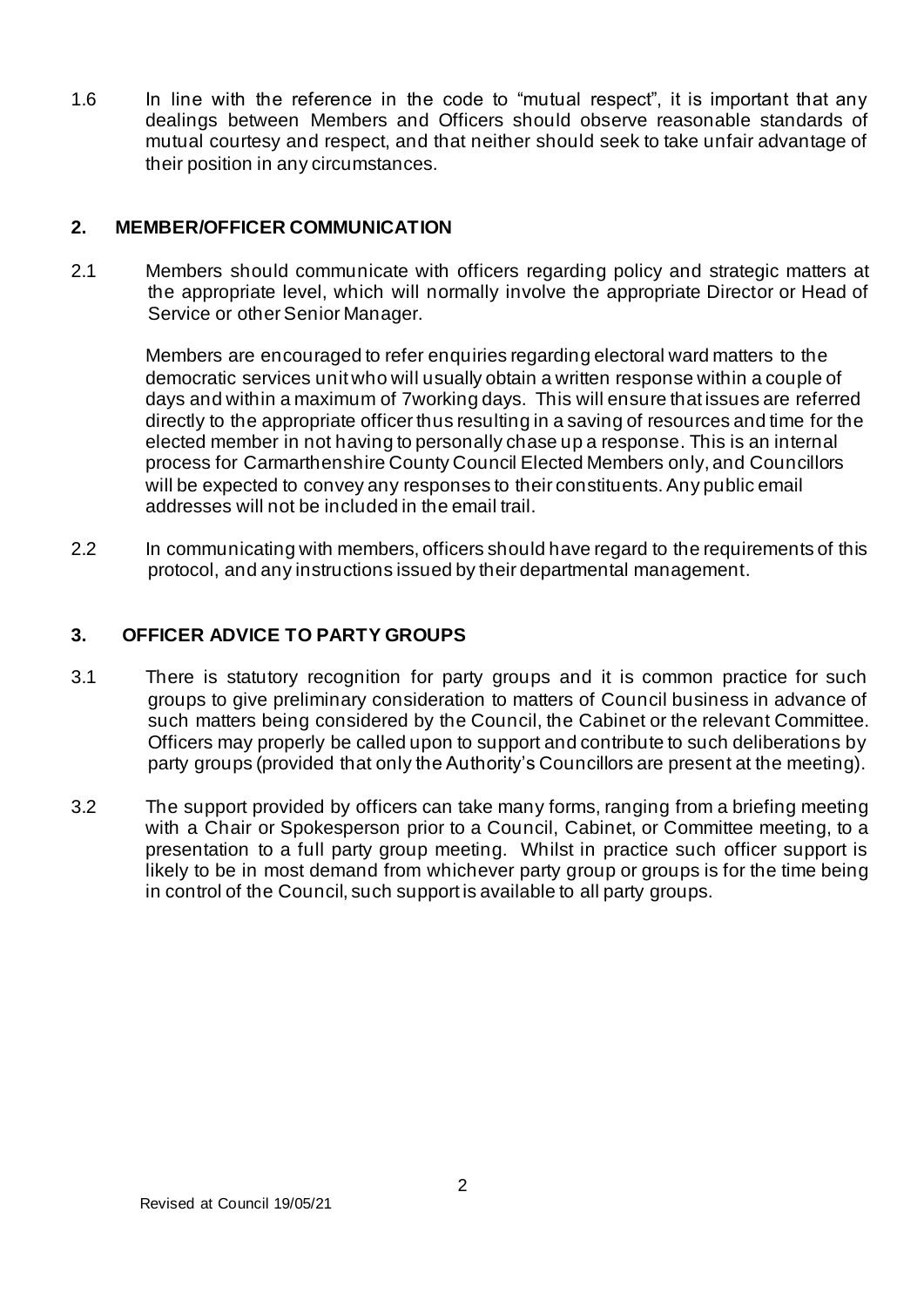1.6 In line with the reference in the code to "mutual respect", it is important that any dealings between Members and Officers should observe reasonable standards of mutual courtesy and respect, and that neither should seek to take unfair advantage of their position in any circumstances.

## 2. MEMBER/OFFICER COMMUNICATION

2.1 Members should communicate with officers regarding policy and strategic matters at the appropriate level, which will normally involve the appropriate Director or Head of Service or other Senior Manager.

Members are encouraged to refer enquiries regarding electoral ward matters to the democratic services unit who will usually obtain a written response within a couple of days and within a maximum of 7working days. This will ensure that issues are referred directly to the appropriate officer thus resulting in a saving of resources and time for the elected member in not having to personally chase up a response. This is an internal process for Carmarthenshire County Council Elected Members only, and Councillors will be expected to convey any responses to their constituents. Any public email addresses will not be included in the email trail.

2.2 In communicating with members, officers should have regard to the requirements of this protocol, and any instructions issued by their departmental management.

## 3. OFFICER ADVICE TO PARTY GROUPS

3.1 There is statutory recognition for party groups and it is common practice for such groups to give preliminary consideration to matters of Council business in advance of such matters being considered by the Council, the Cabinet or the relevant Committee. Officers may properly be called upon to support and contribute to such deliberations by party groups (provided that only the Authority's Councillors are present at the meeting).

3.2 The support provided by officers can take many forms, ranging from a briefing meeting with a Chair or Spokesperson prior to a Council, Cabinet, or Committee meeting, to a presentation to a full party group meeting. Whilst in practice such officer support is likely to be in most demand from whichever party group or groups is for the time being in control of the Council, such support is available to all party groups.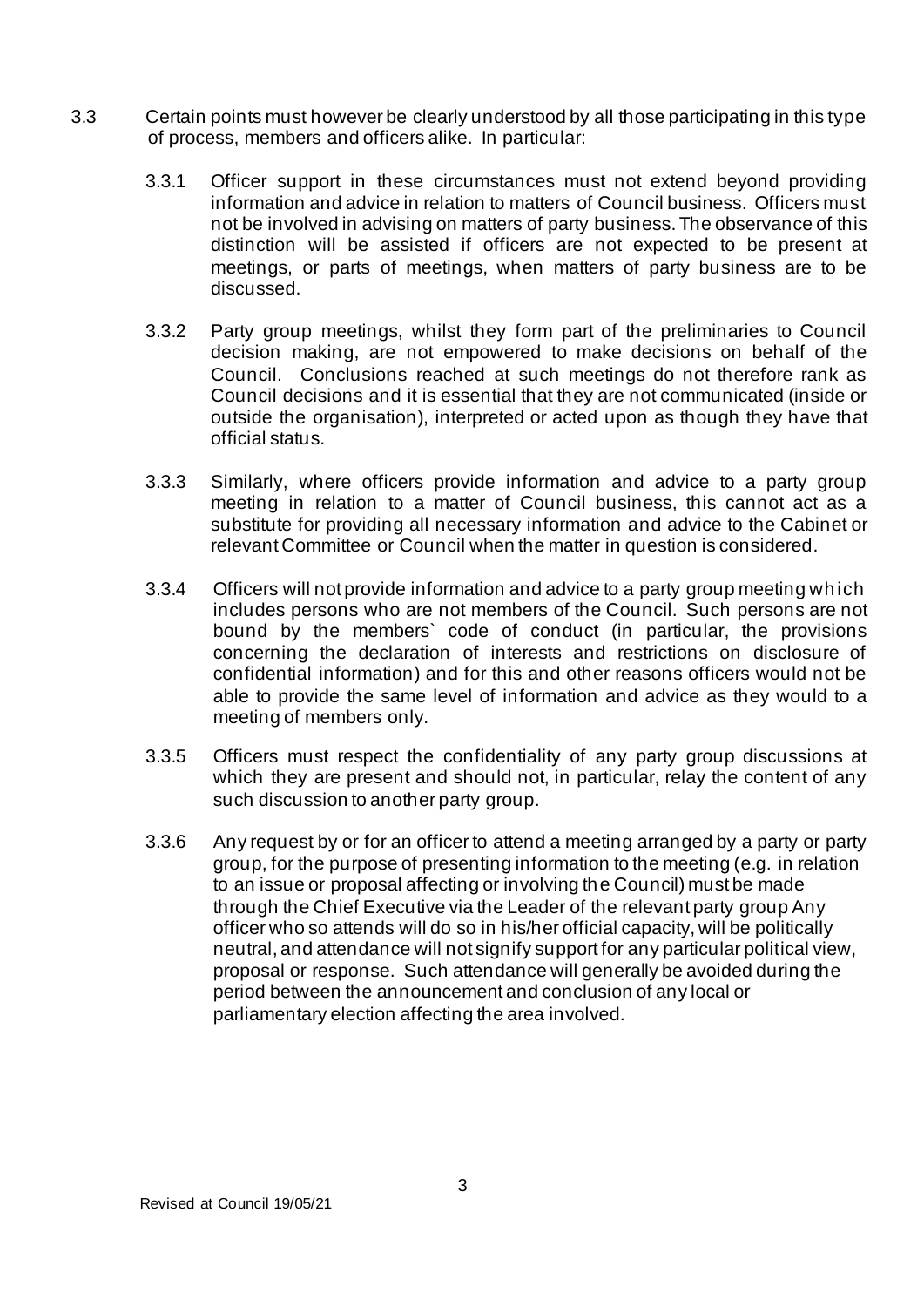3.3 Certain points must however be clearly understood by all those participating in this type of process, members and officers alike. In particular:

3.3.1 Officer support in these circumstances must not extend beyond providing information and advice in relation to matters of Council business. Officers must not be involved in advising on matters of party business. The observance of this distinction will be assisted if officers are not expected to be present at meetings, or parts of meetings, when matters of party business are to be discussed.

3.3.2 Party group meetings, whilst they form part of the preliminaries to Council decision making, are not empowered to make decisions on behalf of the Council. Conclusions reached at such meetings do not therefore rank as Council decisions and it is essential that they are not communicated (inside or outside the organisation), interpreted or acted upon as though they have that official status.

3.3.3 Similarly, where officers provide information and advice to a party group meeting in relation to a matter of Council business, this cannot act as a substitute for providing all necessary information and advice to the Cabinet or relevant Committee or Council when the matter in question is considered.

3.3.4 Officers will not provide information and advice to a party group meeting which includes persons who are not members of the Council. Such persons are not bound by the members` code of conduct (in particular, the provisions concerning the declaration of interests and restrictions on disclosure of confidential information) and for this and other reasons officers would not be able to provide the same level of information and advice as they would to a meeting of members only.

3.3.5 Officers must respect the confidentiality of any party group discussions at which they are present and should not, in particular, relay the content of any such discussion to another party group.

3.3.6 Any request by or for an officer to attend a meeting arranged by a party or party group, for the purpose of presenting information to the meeting (e.g. in relation to an issue or proposal affecting or involving the Council) must be made through the Chief Executive via the Leader of the relevant party group Any officer who so attends will do so in his/her official capacity, will be politically neutral, and attendance will not signify support for any particular political view, proposal or response. Such attendance will generally be avoided during the period between the announcement and conclusion of any local or parliamentary election affecting the area involved.

Revised at Council 19/05/21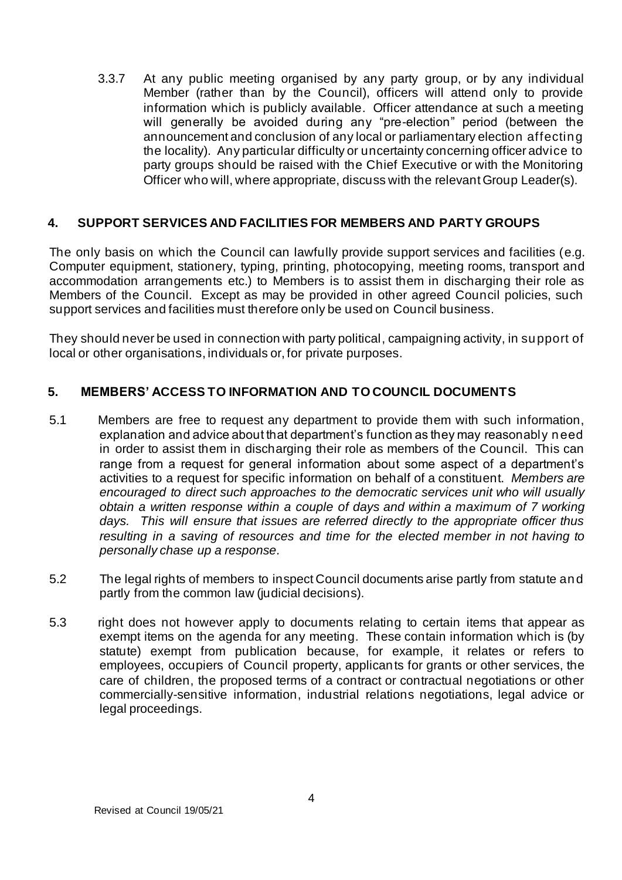3.3.7 At any public meeting organised by any party group, or by any individual Member (rather than by the Council), officers will attend only to provide information which is publicly available. Officer attendance at such a meeting will generally be avoided during any "pre-election" period (between the announcement and conclusion of any local or parliamentary election affecting the locality). Any particular difficulty or uncertainty concerning officer advice to party groups should be raised with the Chief Executive or with the Monitoring Officer who will, where appropriate, discuss with the relevant Group Leader(s).

## 4. SUPPORT SERVICES AND FACILITIES FOR MEMBERS AND PARTY GROUPS

The only basis on which the Council can lawfully provide support services and facilities (e.g. Computer equipment, stationery, typing, printing, photocopying, meeting rooms, transport and accommodation arrangements etc.) to Members is to assist them in discharging their role as Members of the Council. Except as may be provided in other agreed Council policies, such support services and facilities must therefore only be used on Council business.

They should never be used in connection with party political, campaigning activity, in support of local or other organisations, individuals or, for private purposes.

## 5. MEMBERS' ACCESS TO INFORMATION AND TO COUNCIL DOCUMENTS

5.1 Members are free to request any department to provide them with such information, explanation and advice about that department's function as they may reasonably need in order to assist them in discharging their role as members of the Council. This can range from a request for general information about some aspect of a department's activities to a request for specific information on behalf of a constituent. *Members are encouraged to direct such approaches to the democratic services unit who will usually obtain a written response within a couple of days and within a maximum of 7 working days. This will ensure that issues are referred directly to the appropriate officer thus resulting in a saving of resources and time for the elected member in not having to personally chase up a response.*

5.2 The legal rights of members to inspect Council documents arise partly from statute and partly from the common law (judicial decisions).

5.3 right does not however apply to documents relating to certain items that appear as exempt items on the agenda for any meeting. These contain information which is (by statute) exempt from publication because, for example, it relates or refers to employees, occupiers of Council property, applicants for grants or other services, the care of children, the proposed terms of a contract or contractual negotiations or other commercially-sensitive information, industrial relations negotiations, legal advice or legal proceedings.

Revised at Council 19/05/21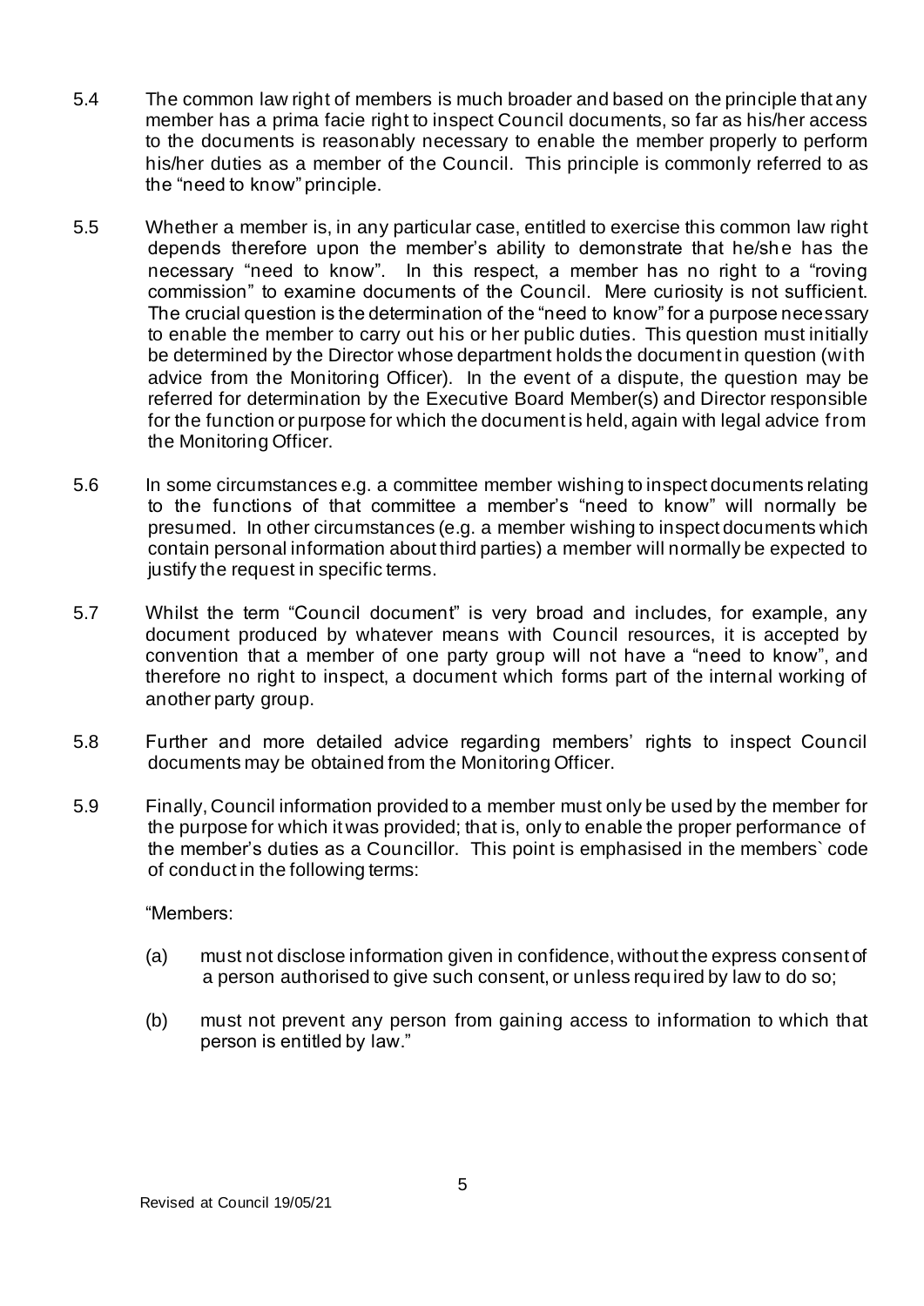5.4 The common law right of members is much broader and based on the principle that any member has a prima facie right to inspect Council documents, so far as his/her access to the documents is reasonably necessary to enable the member properly to perform his/her duties as a member of the Council. This principle is commonly referred to as the "need to know" principle.

5.5 Whether a member is, in any particular case, entitled to exercise this common law right depends therefore upon the member's ability to demonstrate that he/she has the necessary "need to know". In this respect, a member has no right to a "roving commission" to examine documents of the Council. Mere curiosity is not sufficient. The crucial question is the determination of the "need to know" for a purpose necessary to enable the member to carry out his or her public duties. This question must initially be determined by the Director whose department holds the document in question (with advice from the Monitoring Officer). In the event of a dispute, the question may be referred for determination by the Executive Board Member(s) and Director responsible for the function or purpose for which the document is held, again with legal advice from the Monitoring Officer.

5.6 In some circumstances e.g. a committee member wishing to inspect documents relating to the functions of that committee a member's "need to know" will normally be presumed. In other circumstances (e.g. a member wishing to inspect documents which contain personal information about third parties) a member will normally be expected to justify the request in specific terms.

5.7 Whilst the term "Council document" is very broad and includes, for example, any document produced by whatever means with Council resources, it is accepted by convention that a member of one party group will not have a "need to know", and therefore no right to inspect, a document which forms part of the internal working of another party group.

5.8 Further and more detailed advice regarding members' rights to inspect Council documents may be obtained from the Monitoring Officer.

5.9 Finally, Council information provided to a member must only be used by the member for the purpose for which it was provided; that is, only to enable the proper performance of the member's duties as a Councillor. This point is emphasised in the members` code of conduct in the following terms:

"Members:

(a) must not disclose information given in confidence, without the express consent of a person authorised to give such consent, or unless required by law to do so;

(b) must not prevent any person from gaining access to information to which that person is entitled by law."

Revised at Council 19/05/21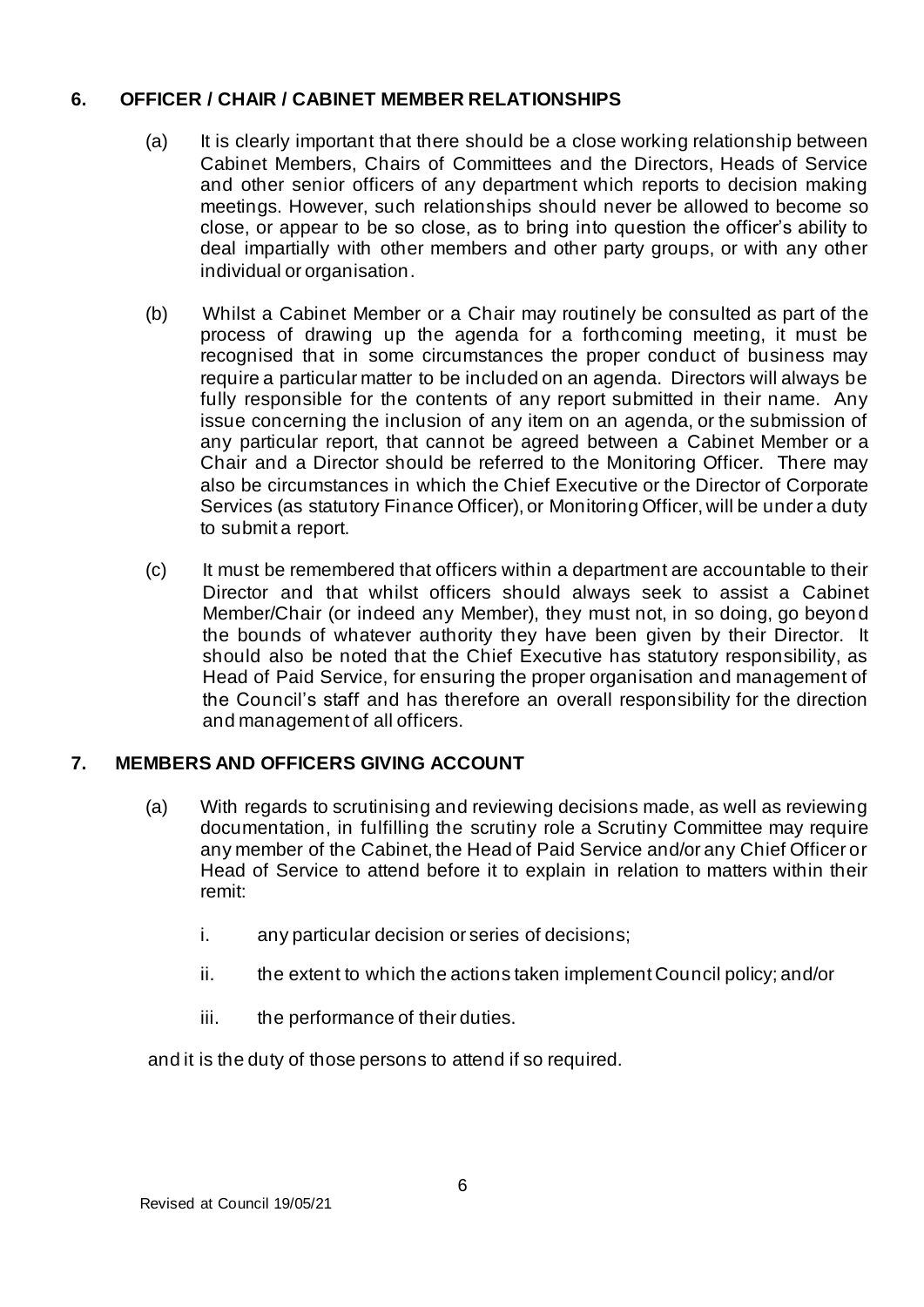## 6. OFFICER / CHAIR / CABINET MEMBER RELATIONSHIPS

(a) It is clearly important that there should be a close working relationship between Cabinet Members, Chairs of Committees and the Directors, Heads of Service and other senior officers of any department which reports to decision making meetings. However, such relationships should never be allowed to become so close, or appear to be so close, as to bring into question the officer's ability to deal impartially with other members and other party groups, or with any other individual or organisation.

(b) Whilst a Cabinet Member or a Chair may routinely be consulted as part of the process of drawing up the agenda for a forthcoming meeting, it must be recognised that in some circumstances the proper conduct of business may require a particular matter to be included on an agenda. Directors will always be fully responsible for the contents of any report submitted in their name. Any issue concerning the inclusion of any item on an agenda, or the submission of any particular report, that cannot be agreed between a Cabinet Member or a Chair and a Director should be referred to the Monitoring Officer. There may also be circumstances in which the Chief Executive or the Director of Corporate Services (as statutory Finance Officer), or Monitoring Officer, will be under a duty to submit a report.

(c) It must be remembered that officers within a department are accountable to their Director and that whilst officers should always seek to assist a Cabinet Member/Chair (or indeed any Member), they must not, in so doing, go beyond the bounds of whatever authority they have been given by their Director. It should also be noted that the Chief Executive has statutory responsibility, as Head of Paid Service, for ensuring the proper organisation and management of the Council's staff and has therefore an overall responsibility for the direction and management of all officers.

## 7. MEMBERS AND OFFICERS GIVING ACCOUNT

(a) With regards to scrutinising and reviewing decisions made, as well as reviewing documentation, in fulfilling the scrutiny role a Scrutiny Committee may require any member of the Cabinet, the Head of Paid Service and/or any Chief Officer or Head of Service to attend before it to explain in relation to matters within their remit:

   i. any particular decision or series of decisions;

   ii. the extent to which the actions taken implement Council policy; and/or

   iii. the performance of their duties.

and it is the duty of those persons to attend if so required.

Revised at Council 19/05/21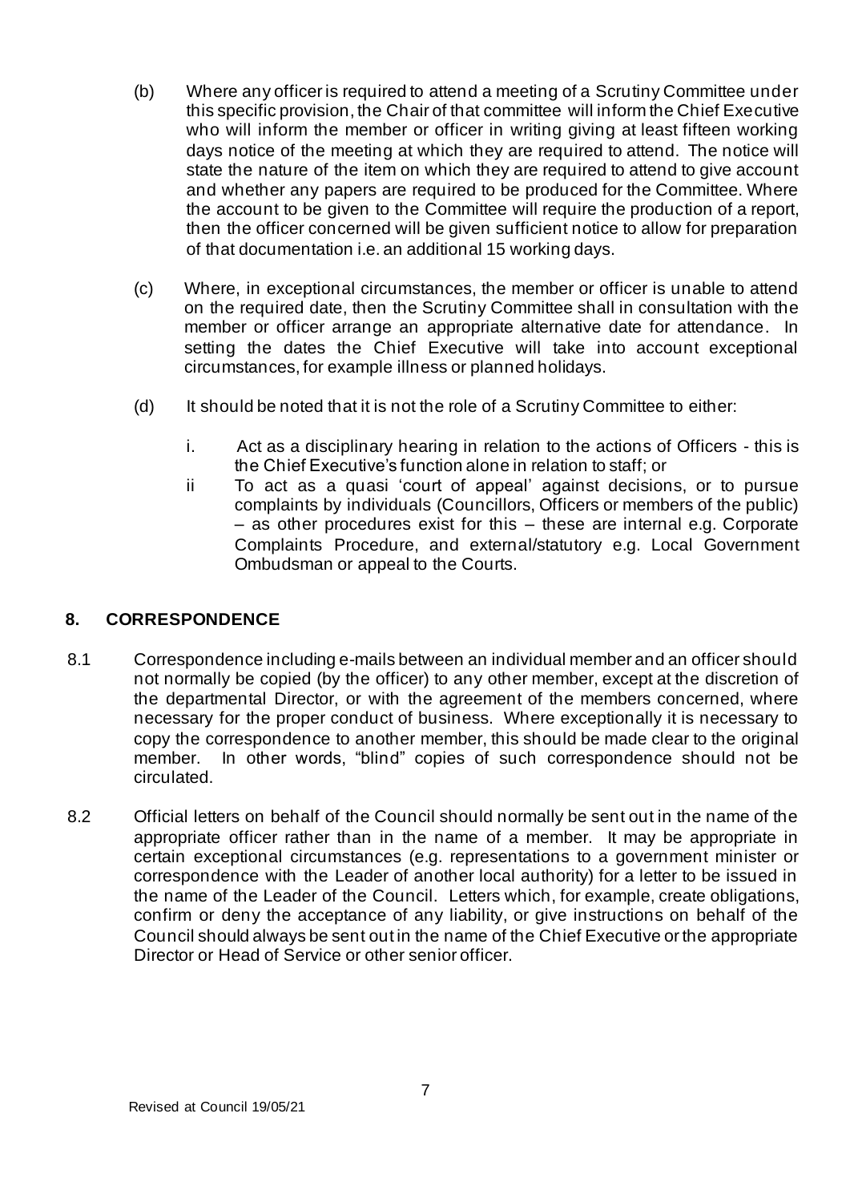(b) Where any officer is required to attend a meeting of a Scrutiny Committee under this specific provision, the Chair of that committee will inform the Chief Executive who will inform the member or officer in writing giving at least fifteen working days notice of the meeting at which they are required to attend. The notice will state the nature of the item on which they are required to attend to give account and whether any papers are required to be produced for the Committee. Where the account to be given to the Committee will require the production of a report, then the officer concerned will be given sufficient notice to allow for preparation of that documentation i.e. an additional 15 working days.

(c) Where, in exceptional circumstances, the member or officer is unable to attend on the required date, then the Scrutiny Committee shall in consultation with the member or officer arrange an appropriate alternative date for attendance. In setting the dates the Chief Executive will take into account exceptional circumstances, for example illness or planned holidays.

(d) It should be noted that it is not the role of a Scrutiny Committee to either:

   i. Act as a disciplinary hearing in relation to the actions of Officers - this is the Chief Executive's function alone in relation to staff; or

   ii To act as a quasi 'court of appeal' against decisions, or to pursue complaints by individuals (Councillors, Officers or members of the public) – as other procedures exist for this – these are internal e.g. Corporate Complaints Procedure, and external/statutory e.g. Local Government Ombudsman or appeal to the Courts.

## 8. CORRESPONDENCE

8.1 Correspondence including e-mails between an individual member and an officer should not normally be copied (by the officer) to any other member, except at the discretion of the departmental Director, or with the agreement of the members concerned, where necessary for the proper conduct of business. Where exceptionally it is necessary to copy the correspondence to another member, this should be made clear to the original member. In other words, "blind" copies of such correspondence should not be circulated.

8.2 Official letters on behalf of the Council should normally be sent out in the name of the appropriate officer rather than in the name of a member. It may be appropriate in certain exceptional circumstances (e.g. representations to a government minister or correspondence with the Leader of another local authority) for a letter to be issued in the name of the Leader of the Council. Letters which, for example, create obligations, confirm or deny the acceptance of any liability, or give instructions on behalf of the Council should always be sent out in the name of the Chief Executive or the appropriate Director or Head of Service or other senior officer.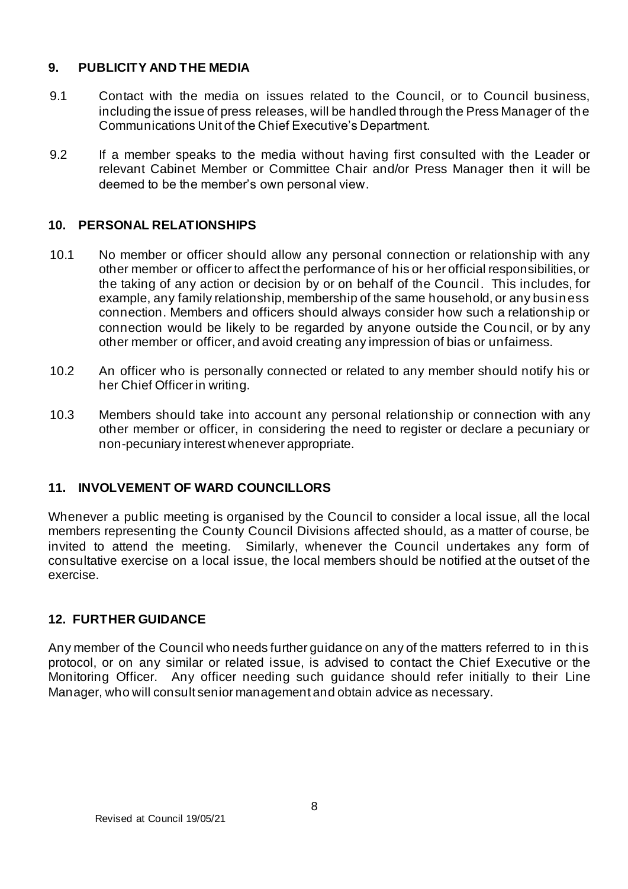## 9. PUBLICITY AND THE MEDIA

9.1 Contact with the media on issues related to the Council, or to Council business, including the issue of press releases, will be handled through the Press Manager of the Communications Unit of the Chief Executive's Department.

9.2 If a member speaks to the media without having first consulted with the Leader or relevant Cabinet Member or Committee Chair and/or Press Manager then it will be deemed to be the member's own personal view.

## 10. PERSONAL RELATIONSHIPS

10.1 No member or officer should allow any personal connection or relationship with any other member or officer to affect the performance of his or her official responsibilities, or the taking of any action or decision by or on behalf of the Council. This includes, for example, any family relationship, membership of the same household, or any business connection. Members and officers should always consider how such a relationship or connection would be likely to be regarded by anyone outside the Council, or by any other member or officer, and avoid creating any impression of bias or unfairness.

10.2 An officer who is personally connected or related to any member should notify his or her Chief Officer in writing.

10.3 Members should take into account any personal relationship or connection with any other member or officer, in considering the need to register or declare a pecuniary or non-pecuniary interest whenever appropriate.

## 11. INVOLVEMENT OF WARD COUNCILLORS

Whenever a public meeting is organised by the Council to consider a local issue, all the local members representing the County Council Divisions affected should, as a matter of course, be invited to attend the meeting. Similarly, whenever the Council undertakes any form of consultative exercise on a local issue, the local members should be notified at the outset of the exercise.

## 12. FURTHER GUIDANCE

Any member of the Council who needs further guidance on any of the matters referred to in this protocol, or on any similar or related issue, is advised to contact the Chief Executive or the Monitoring Officer. Any officer needing such guidance should refer initially to their Line Manager, who will consult senior management and obtain advice as necessary.